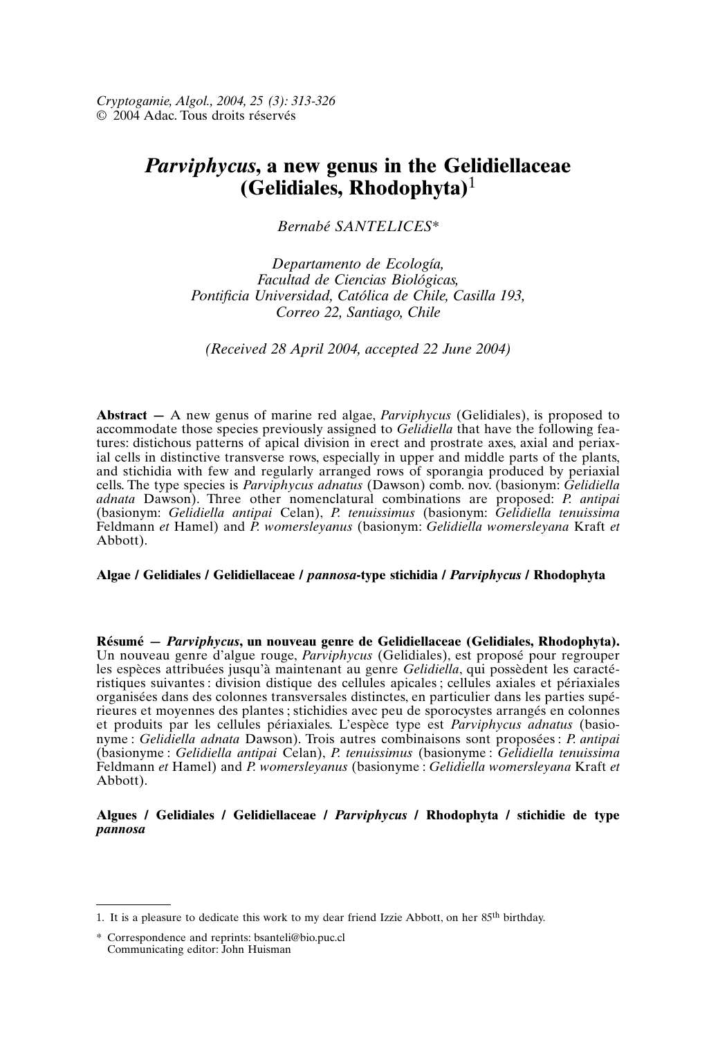# *Parviphycus*, a new genus in the Gelidiellaceae (Gelidiales, Rhodophyta)[1]

*Bernabé SANTELICES**

*Departamento de Ecología, Facultad de Ciencias Biológicas, Pontificia Universidad, Católica de Chile, Casilla 193, Correo 22, Santiago, Chile*

*(Received 28 April 2004, accepted 22 June 2004)*

**Abstract —** A new genus of marine red algae, *Parviphycus* (Gelidiales), is proposed to accommodate those species previously assigned to *Gelidiella* that have the following features: distichous patterns of apical division in erect and prostrate axes, axial and periaxial cells in distinctive transverse rows, especially in upper and middle parts of the plants, and stichidia with few and regularly arranged rows of sporangia produced by periaxial cells. The type species is *Parviphycus adnatus* (Dawson) comb. nov. (basionym: *Gelidiella adnata* Dawson). Three other nomenclatural combinations are proposed: *P. antipai* (basionym: *Gelidiella antipai* Celan), *P. tenuissimus* (basionym: *Gelidiella tenuissima* Feldmann *et* Hamel) and *P. womersleyanus* (basionym: *Gelidiella womersleyana* Kraft *et* Abbott).

**Algae / Gelidiales / Gelidiellaceae / *pannosa*-type stichidia / *Parviphycus* / Rhodophyta**

**Résumé — *Parviphycus*, un nouveau genre de Gelidiellaceae (Gelidiales, Rhodophyta).** Un nouveau genre d'algue rouge, *Parviphycus* (Gelidiales), est proposé pour regrouper les espèces attribuées jusqu'à maintenant au genre *Gelidiella*, qui possèdent les caractéristiques suivantes : division distique des cellules apicales ; cellules axiales et périaxiales organisées dans des colonnes transversales distinctes, en particulier dans les parties supérieures et moyennes des plantes ; stichidies avec peu de sporocystes arrangés en colonnes et produits par les cellules périaxiales. L'espèce type est *Parviphycus adnatus* (basionyme : *Gelidiella adnata* Dawson). Trois autres combinaisons sont proposées : *P. antipai* (basionyme : *Gelidiella antipai* Celan), *P. tenuissimus* (basionyme : *Gelidiella tenuissima* Feldmann *et* Hamel) and *P. womersleyanus* (basionyme : *Gelidiella womersleyana* Kraft *et* Abbott).

**Algues / Gelidiales / Gelidiellaceae / *Parviphycus* / Rhodophyta / stichidie de type *pannosa***

---

1. It is a pleasure to dedicate this work to my dear friend Izzie Abbott, on her 85th birthday.

\* Correspondence and reprints: bsanteli@bio.puc.cl
Communicating editor: John Huisman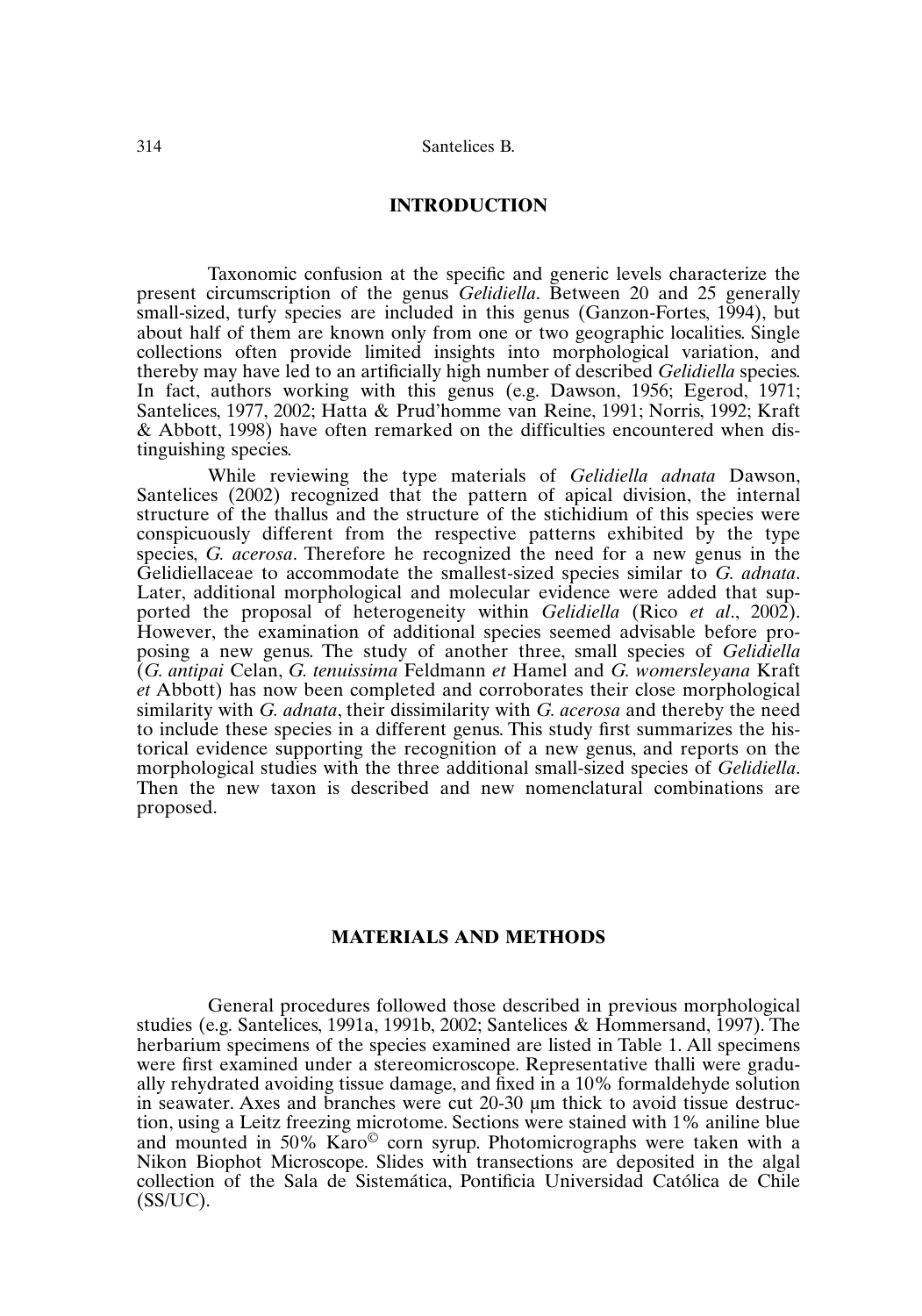## INTRODUCTION

Taxonomic confusion at the specific and generic levels characterize the present circumscription of the genus *Gelidiella*. Between 20 and 25 generally small-sized, turfy species are included in this genus (Ganzon-Fortes, 1994), but about half of them are known only from one or two geographic localities. Single collections often provide limited insights into morphological variation, and thereby may have led to an artificially high number of described *Gelidiella* species. In fact, authors working with this genus (e.g. Dawson, 1956; Egerod, 1971; Santelices, 1977, 2002; Hatta & Prud'homme van Reine, 1991; Norris, 1992; Kraft & Abbott, 1998) have often remarked on the difficulties encountered when distinguishing species.

While reviewing the type materials of *Gelidiella adnata* Dawson, Santelices (2002) recognized that the pattern of apical division, the internal structure of the thallus and the structure of the stichidium of this species were conspicuously different from the respective patterns exhibited by the type species, *G. acerosa*. Therefore he recognized the need for a new genus in the Gelidiellaceae to accommodate the smallest-sized species similar to *G. adnata*. Later, additional morphological and molecular evidence were added that supported the proposal of heterogeneity within *Gelidiella* (Rico *et al*., 2002). However, the examination of additional species seemed advisable before proposing a new genus. The study of another three, small species of *Gelidiella* (*G. antipai* Celan, *G. tenuissima* Feldmann *et* Hamel and *G. womersleyana* Kraft *et* Abbott) has now been completed and corroborates their close morphological similarity with *G. adnata*, their dissimilarity with *G. acerosa* and thereby the need to include these species in a different genus. This study first summarizes the historical evidence supporting the recognition of a new genus, and reports on the morphological studies with the three additional small-sized species of *Gelidiella*. Then the new taxon is described and new nomenclatural combinations are proposed.

## MATERIALS AND METHODS

General procedures followed those described in previous morphological studies (e.g. Santelices, 1991a, 1991b, 2002; Santelices & Hommersand, 1997). The herbarium specimens of the species examined are listed in Table 1. All specimens were first examined under a stereomicroscope. Representative thalli were gradually rehydrated avoiding tissue damage, and fixed in a 10% formaldehyde solution in seawater. Axes and branches were cut 20-30 µm thick to avoid tissue destruction, using a Leitz freezing microtome. Sections were stained with 1% aniline blue and mounted in 50% Karo© corn syrup. Photomicrographs were taken with a Nikon Biophot Microscope. Slides with transections are deposited in the algal collection of the Sala de Sistemática, Pontificia Universidad Católica de Chile (SS/UC).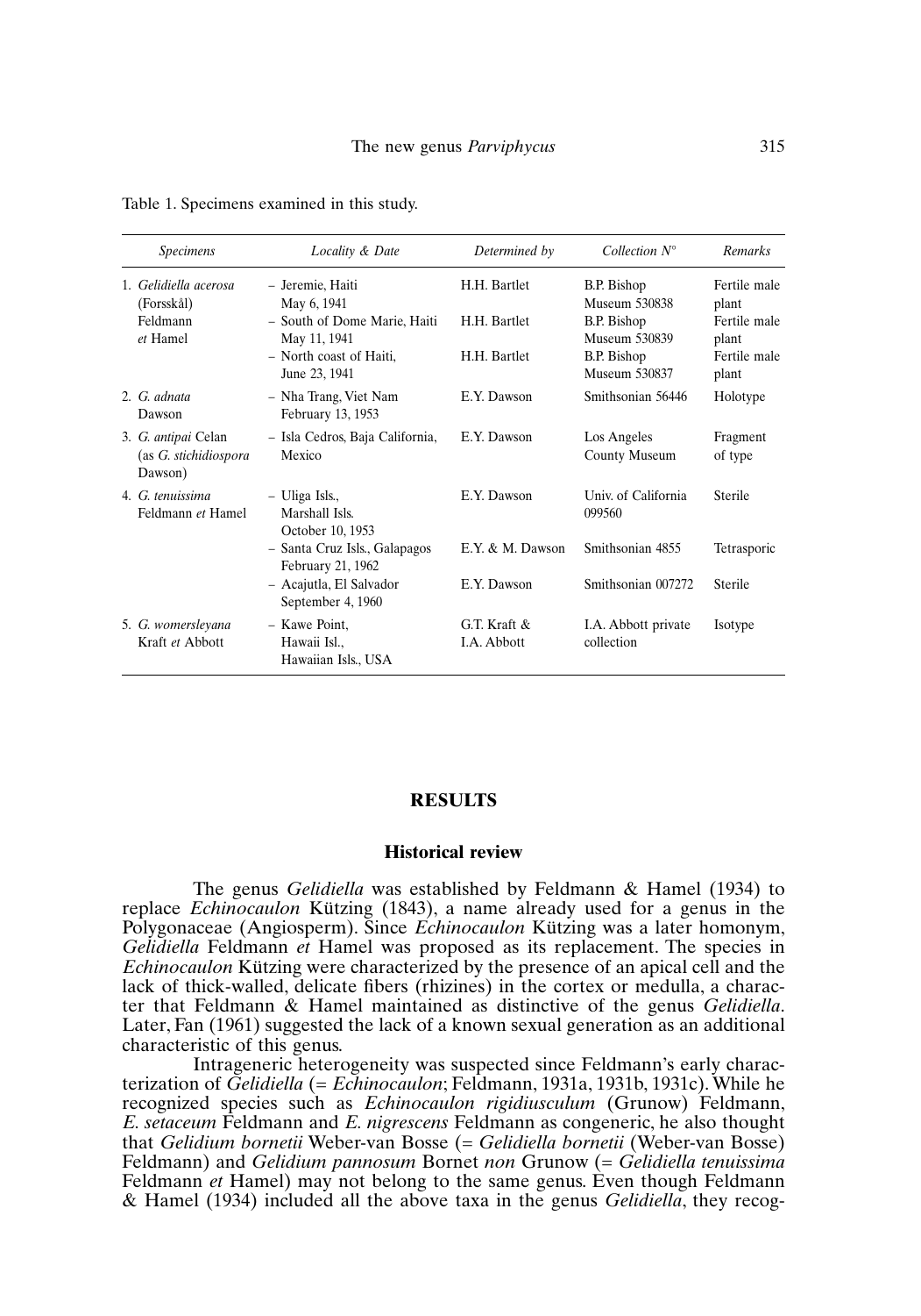Table 1. Specimens examined in this study.

| *Specimens* | *Locality & Date* | *Determined by* | *Collection N°* | *Remarks* |
|---|---|---|---|---|
| 1. *Gelidiella acerosa* (Forsskål) Feldmann *et* Hamel | – Jeremie, Haiti May 6, 1941 | H.H. Bartlet | B.P. Bishop Museum 530838 | Fertile male plant |
| | – South of Dome Marie, Haiti May 11, 1941 | H.H. Bartlet | B.P. Bishop Museum 530839 | Fertile male plant |
| | – North coast of Haiti, June 23, 1941 | H.H. Bartlet | B.P. Bishop Museum 530837 | Fertile male plant |
| 2. *G. adnata* Dawson | – Nha Trang, Viet Nam February 13, 1953 | E.Y. Dawson | Smithsonian 56446 | Holotype |
| 3. *G. antipai* Celan (as *G. stichidiospora* Dawson) | – Isla Cedros, Baja California, Mexico | E.Y. Dawson | Los Angeles County Museum | Fragment of type |
| 4. *G. tenuissima* Feldmann *et* Hamel | – Uliga Isls., Marshall Isls. October 10, 1953 | E.Y. Dawson | Univ. of California 099560 | Sterile |
| | – Santa Cruz Isls., Galapagos February 21, 1962 | E.Y. & M. Dawson | Smithsonian 4855 | Tetrasporic |
| | – Acajutla, El Salvador September 4, 1960 | E.Y. Dawson | Smithsonian 007272 | Sterile |
| 5. *G. womersleyana* Kraft *et* Abbott | – Kawe Point, Hawaii Isl., Hawaiian Isls., USA | G.T. Kraft & I.A. Abbott | I.A. Abbott private collection | Isotype |

## RESULTS

### Historical review

The genus *Gelidiella* was established by Feldmann & Hamel (1934) to replace *Echinocaulon* Kützing (1843), a name already used for a genus in the Polygonaceae (Angiosperm). Since *Echinocaulon* Kützing was a later homonym, *Gelidiella* Feldmann *et* Hamel was proposed as its replacement. The species in *Echinocaulon* Kützing were characterized by the presence of an apical cell and the lack of thick-walled, delicate fibers (rhizines) in the cortex or medulla, a character that Feldmann & Hamel maintained as distinctive of the genus *Gelidiella*. Later, Fan (1961) suggested the lack of a known sexual generation as an additional characteristic of this genus.

Intrageneric heterogeneity was suspected since Feldmann's early characterization of *Gelidiella* (= *Echinocaulon*; Feldmann, 1931a, 1931b, 1931c). While he recognized species such as *Echinocaulon rigidiusculum* (Grunow) Feldmann, *E. setaceum* Feldmann and *E. nigrescens* Feldmann as congeneric, he also thought that *Gelidium bornetii* Weber-van Bosse (= *Gelidiella bornetii* (Weber-van Bosse) Feldmann) and *Gelidium pannosum* Bornet *non* Grunow (= *Gelidiella tenuissima* Feldmann *et* Hamel) may not belong to the same genus. Even though Feldmann & Hamel (1934) included all the above taxa in the genus *Gelidiella*, they recog-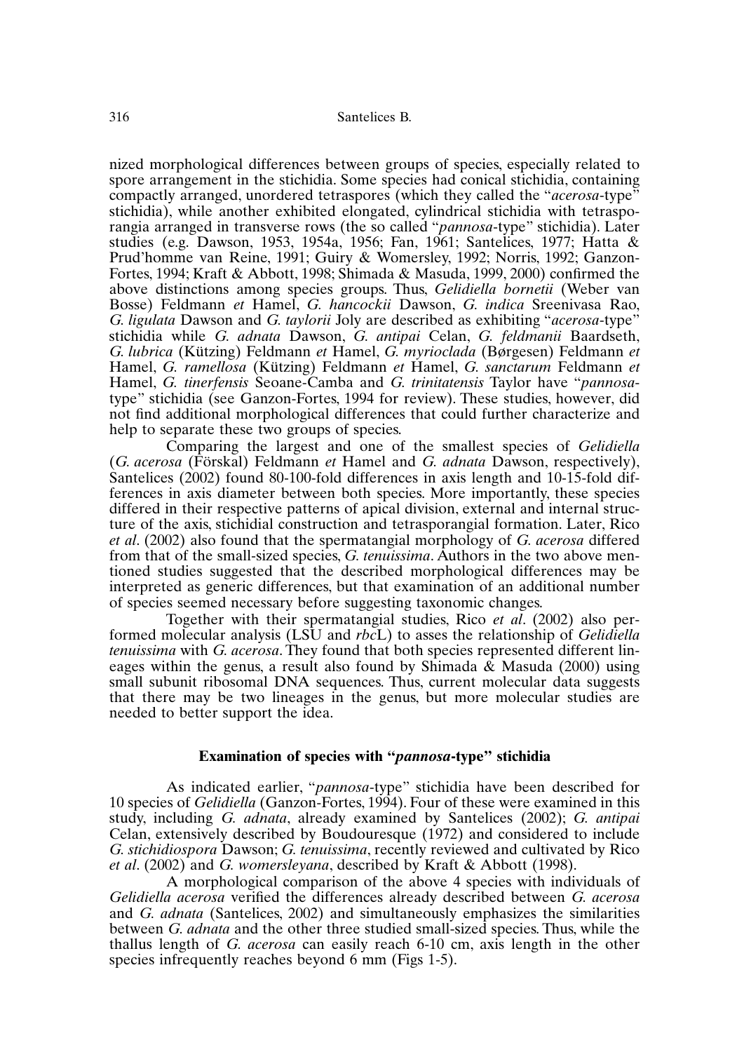nized morphological differences between groups of species, especially related to spore arrangement in the stichidia. Some species had conical stichidia, containing compactly arranged, unordered tetraspores (which they called the "*acerosa*-type" stichidia), while another exhibited elongated, cylindrical stichidia with tetrasporangia arranged in transverse rows (the so called "*pannosa*-type" stichidia). Later studies (e.g. Dawson, 1953, 1954a, 1956; Fan, 1961; Santelices, 1977; Hatta & Prud'homme van Reine, 1991; Guiry & Womersley, 1992; Norris, 1992; Ganzon-Fortes, 1994; Kraft & Abbott, 1998; Shimada & Masuda, 1999, 2000) confirmed the above distinctions among species groups. Thus, *Gelidiella bornetii* (Weber van Bosse) Feldmann *et* Hamel, *G. hancockii* Dawson, *G. indica* Sreenivasa Rao, *G. ligulata* Dawson and *G. taylorii* Joly are described as exhibiting "*acerosa*-type" stichidia while *G. adnata* Dawson, *G. antipai* Celan, *G. feldmanii* Baardseth, *G. lubrica* (Kützing) Feldmann *et* Hamel, *G. myrioclada* (Børgesen) Feldmann *et* Hamel, *G. ramellosa* (Kützing) Feldmann *et* Hamel, *G. sanctarum* Feldmann *et* Hamel, *G. tinerfensis* Seoane-Camba and *G. trinitatensis* Taylor have "*pannosa*-type" stichidia (see Ganzon-Fortes, 1994 for review). These studies, however, did not find additional morphological differences that could further characterize and help to separate these two groups of species.

Comparing the largest and one of the smallest species of *Gelidiella* (*G. acerosa* (Förskal) Feldmann *et* Hamel and *G. adnata* Dawson, respectively), Santelices (2002) found 80-100-fold differences in axis length and 10-15-fold differences in axis diameter between both species. More importantly, these species differed in their respective patterns of apical division, external and internal structure of the axis, stichidial construction and tetrasporangial formation. Later, Rico *et al*. (2002) also found that the spermatangial morphology of *G. acerosa* differed from that of the small-sized species, *G. tenuissima*. Authors in the two above mentioned studies suggested that the described morphological differences may be interpreted as generic differences, but that examination of an additional number of species seemed necessary before suggesting taxonomic changes.

Together with their spermatangial studies, Rico *et al*. (2002) also performed molecular analysis (LSU and *rbc*L) to asses the relationship of *Gelidiella tenuissima* with *G. acerosa*. They found that both species represented different lineages within the genus, a result also found by Shimada & Masuda (2000) using small subunit ribosomal DNA sequences. Thus, current molecular data suggests that there may be two lineages in the genus, but more molecular studies are needed to better support the idea.

## Examination of species with "*pannosa*-type" stichidia

As indicated earlier, "*pannosa*-type" stichidia have been described for 10 species of *Gelidiella* (Ganzon-Fortes, 1994). Four of these were examined in this study, including *G. adnata*, already examined by Santelices (2002); *G. antipai* Celan, extensively described by Boudouresque (1972) and considered to include *G. stichidiospora* Dawson; *G. tenuissima*, recently reviewed and cultivated by Rico *et al*. (2002) and *G. womersleyana*, described by Kraft & Abbott (1998).

A morphological comparison of the above 4 species with individuals of *Gelidiella acerosa* verified the differences already described between *G. acerosa* and *G. adnata* (Santelices, 2002) and simultaneously emphasizes the similarities between *G. adnata* and the other three studied small-sized species. Thus, while the thallus length of *G. acerosa* can easily reach 6-10 cm, axis length in the other species infrequently reaches beyond 6 mm (Figs 1-5).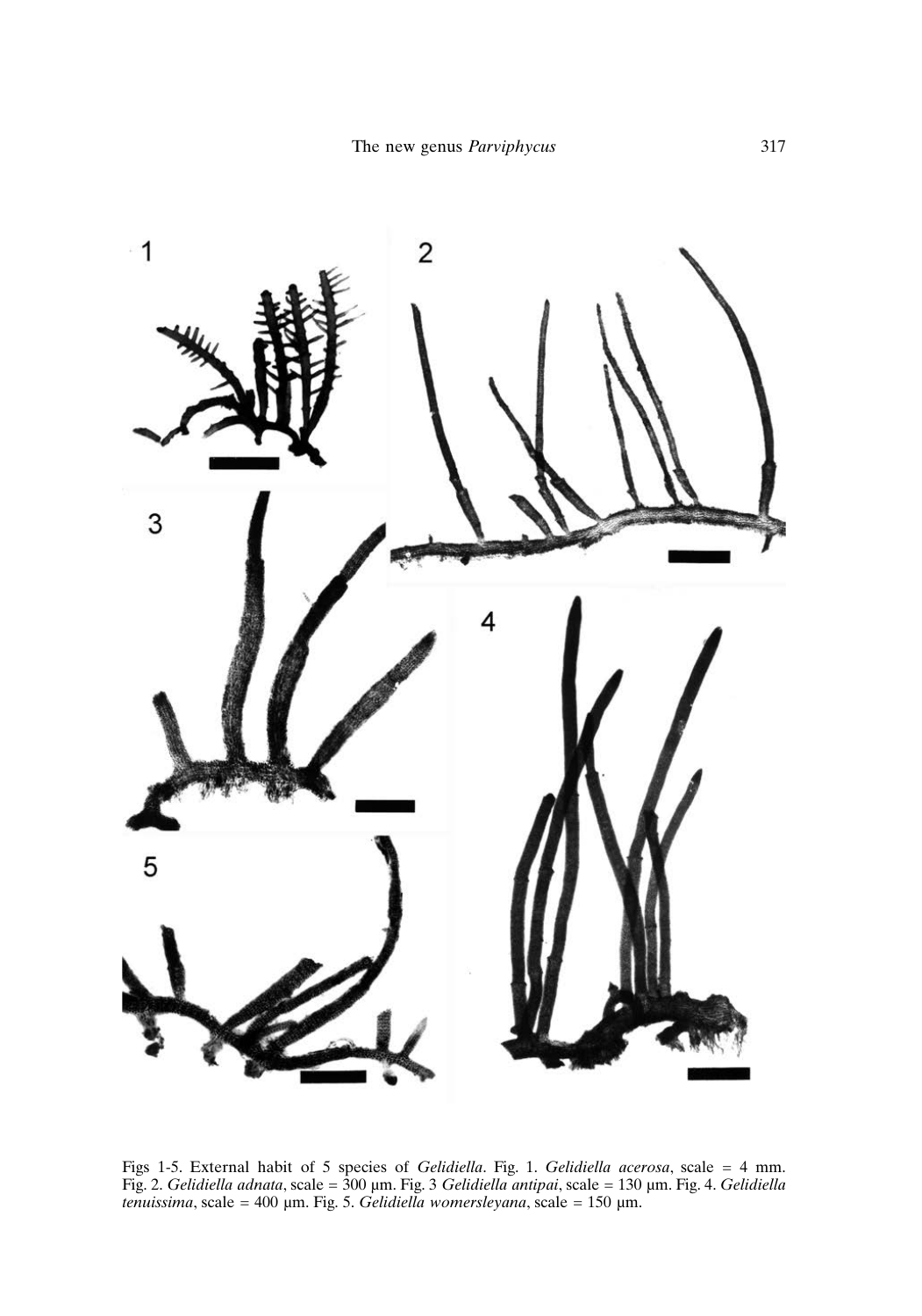Figs 1-5. External habit of 5 species of *Gelidiella*. Fig. 1. *Gelidiella acerosa*, scale = 4 mm. Fig. 2. *Gelidiella adnata*, scale = 300 µm. Fig. 3 *Gelidiella antipai*, scale = 130 µm. Fig. 4. *Gelidiella tenuissima*, scale = 400 µm. Fig. 5. *Gelidiella womersleyana*, scale = 150 µm.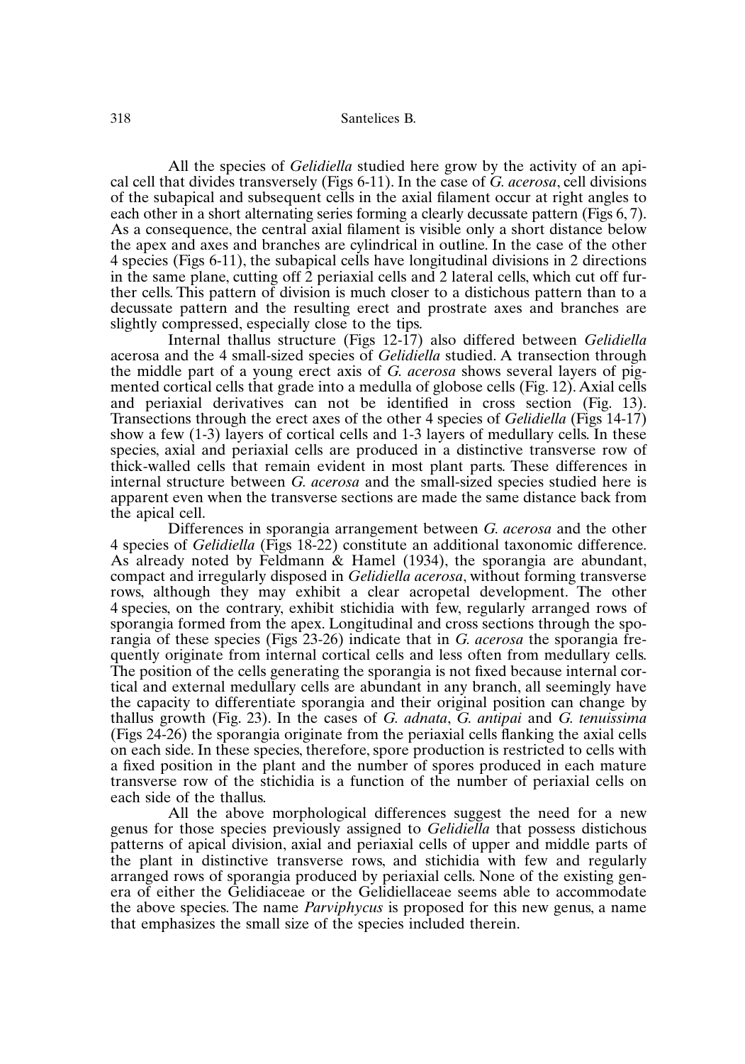All the species of *Gelidiella* studied here grow by the activity of an apical cell that divides transversely (Figs 6-11). In the case of *G. acerosa*, cell divisions of the subapical and subsequent cells in the axial filament occur at right angles to each other in a short alternating series forming a clearly decussate pattern (Figs 6, 7). As a consequence, the central axial filament is visible only a short distance below the apex and axes and branches are cylindrical in outline. In the case of the other 4 species (Figs 6-11), the subapical cells have longitudinal divisions in 2 directions in the same plane, cutting off 2 periaxial cells and 2 lateral cells, which cut off further cells. This pattern of division is much closer to a distichous pattern than to a decussate pattern and the resulting erect and prostrate axes and branches are slightly compressed, especially close to the tips.

Internal thallus structure (Figs 12-17) also differed between *Gelidiella* acerosa and the 4 small-sized species of *Gelidiella* studied. A transection through the middle part of a young erect axis of *G. acerosa* shows several layers of pigmented cortical cells that grade into a medulla of globose cells (Fig. 12). Axial cells and periaxial derivatives can not be identified in cross section (Fig. 13). Transections through the erect axes of the other 4 species of *Gelidiella* (Figs 14-17) show a few (1-3) layers of cortical cells and 1-3 layers of medullary cells. In these species, axial and periaxial cells are produced in a distinctive transverse row of thick-walled cells that remain evident in most plant parts. These differences in internal structure between *G. acerosa* and the small-sized species studied here is apparent even when the transverse sections are made the same distance back from the apical cell.

Differences in sporangia arrangement between *G. acerosa* and the other 4 species of *Gelidiella* (Figs 18-22) constitute an additional taxonomic difference. As already noted by Feldmann & Hamel (1934), the sporangia are abundant, compact and irregularly disposed in *Gelidiella acerosa*, without forming transverse rows, although they may exhibit a clear acropetal development. The other 4 species, on the contrary, exhibit stichidia with few, regularly arranged rows of sporangia formed from the apex. Longitudinal and cross sections through the sporangia of these species (Figs 23-26) indicate that in *G. acerosa* the sporangia frequently originate from internal cortical cells and less often from medullary cells. The position of the cells generating the sporangia is not fixed because internal cortical and external medullary cells are abundant in any branch, all seemingly have the capacity to differentiate sporangia and their original position can change by thallus growth (Fig. 23). In the cases of *G. adnata*, *G. antipai* and *G. tenuissima* (Figs 24-26) the sporangia originate from the periaxial cells flanking the axial cells on each side. In these species, therefore, spore production is restricted to cells with a fixed position in the plant and the number of spores produced in each mature transverse row of the stichidia is a function of the number of periaxial cells on each side of the thallus.

All the above morphological differences suggest the need for a new genus for those species previously assigned to *Gelidiella* that possess distichous patterns of apical division, axial and periaxial cells of upper and middle parts of the plant in distinctive transverse rows, and stichidia with few and regularly arranged rows of sporangia produced by periaxial cells. None of the existing genera of either the Gelidiaceae or the Gelidiellaceae seems able to accommodate the above species. The name *Parviphycus* is proposed for this new genus, a name that emphasizes the small size of the species included therein.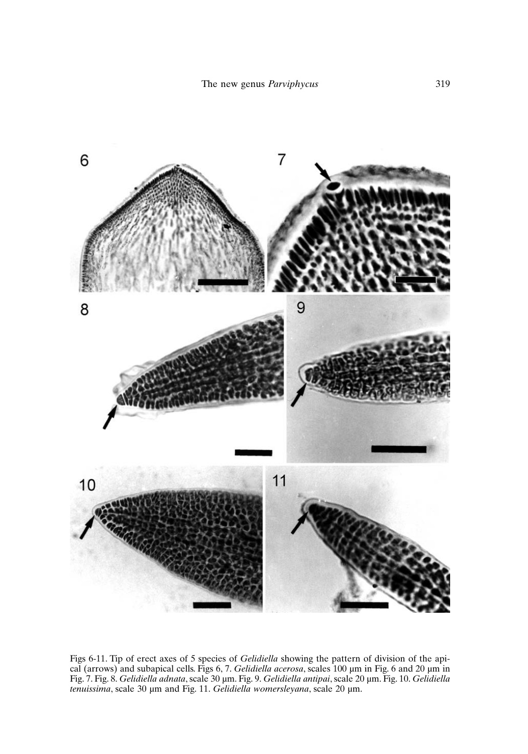Figs 6-11. Tip of erect axes of 5 species of *Gelidiella* showing the pattern of division of the apical (arrows) and subapical cells. Figs 6, 7. *Gelidiella acerosa*, scales 100 µm in Fig. 6 and 20 µm in Fig. 7. Fig. 8. *Gelidiella adnata*, scale 30 µm. Fig. 9. *Gelidiella antipai*, scale 20 µm. Fig. 10. *Gelidiella tenuissima*, scale 30 µm and Fig. 11. *Gelidiella womersleyana*, scale 20 µm.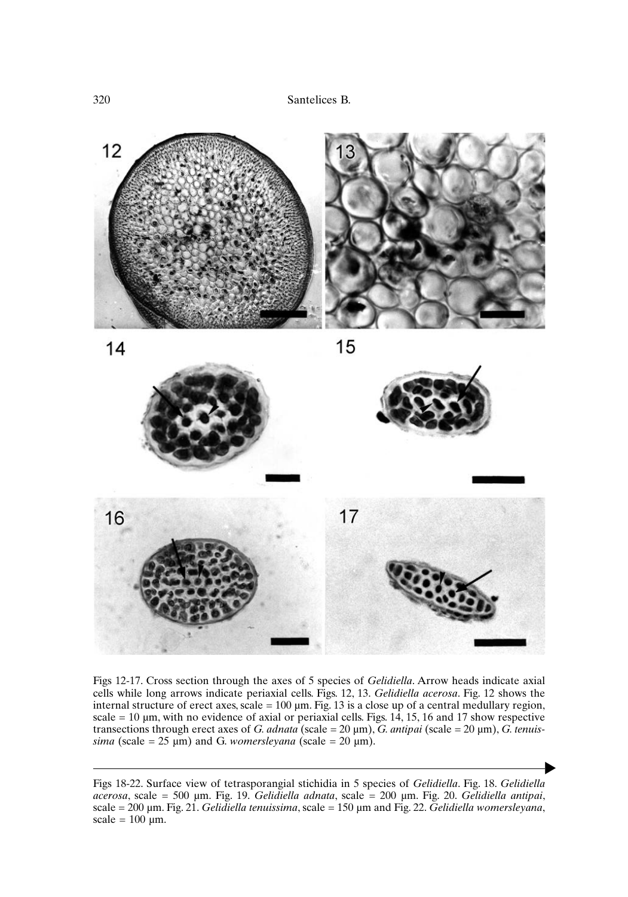Figs 12-17. Cross section through the axes of 5 species of *Gelidiella*. Arrow heads indicate axial cells while long arrows indicate periaxial cells. Figs. 12, 13. *Gelidiella acerosa*. Fig. 12 shows the internal structure of erect axes, scale = 100 µm. Fig. 13 is a close up of a central medullary region, scale = 10 µm, with no evidence of axial or periaxial cells. Figs. 14, 15, 16 and 17 show respective transections through erect axes of *G. adnata* (scale = 20 µm), *G. antipai* (scale = 20 µm), *G. tenuissima* (scale = 25 µm) and G. *womersleyana* (scale = 20 µm).

Figs 18-22. Surface view of tetrasporangial stichidia in 5 species of *Gelidiella*. Fig. 18. *Gelidiella acerosa*, scale = 500 µm. Fig. 19. *Gelidiella adnata*, scale = 200 µm. Fig. 20. *Gelidiella antipai*, scale = 200 µm. Fig. 21. *Gelidiella tenuissima*, scale = 150 µm and Fig. 22. *Gelidiella womersleyana*, scale = 100 µm.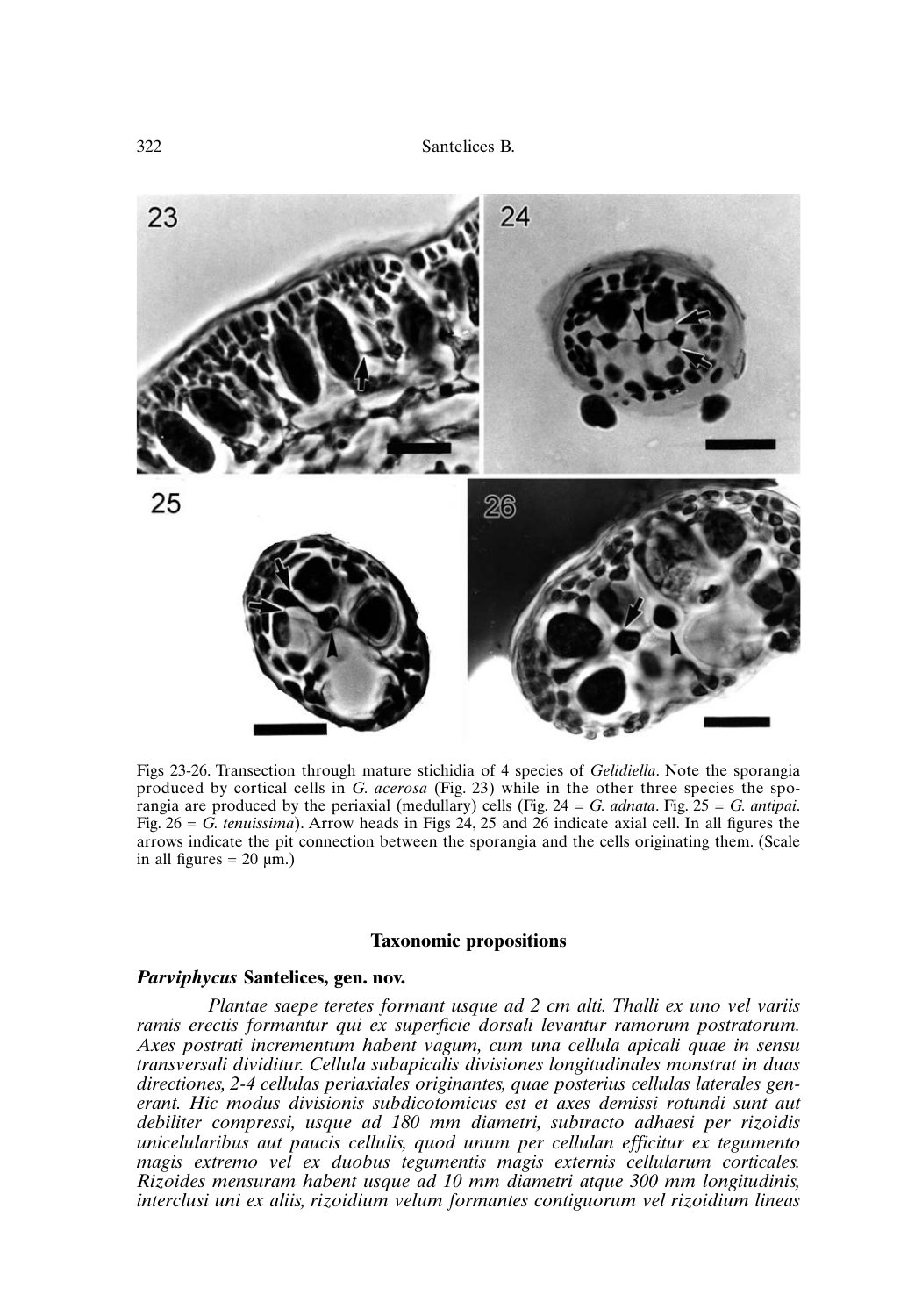Figs 23-26. Transection through mature stichidia of 4 species of *Gelidiella*. Note the sporangia produced by cortical cells in *G. acerosa* (Fig. 23) while in the other three species the sporangia are produced by the periaxial (medullary) cells (Fig. 24 = *G. adnata*. Fig. 25 = *G. antipai*. Fig. 26 = *G. tenuissima*). Arrow heads in Figs 24, 25 and 26 indicate axial cell. In all figures the arrows indicate the pit connection between the sporangia and the cells originating them. (Scale in all figures = 20 µm.)

## Taxonomic propositions

### *Parviphycus* Santelices, gen. nov.

*Plantae saepe teretes formant usque ad 2 cm alti. Thalli ex uno vel variis ramis erectis formantur qui ex superficie dorsali levantur ramorum postratorum. Axes postrati incrementum habent vagum, cum una cellula apicali quae in sensu transversali dividitur. Cellula subapicalis divisiones longitudinales monstrat in duas directiones, 2-4 cellulas periaxiales originantes, quae posterius cellulas laterales generant. Hic modus divisionis subdicotomicus est et axes demissi rotundi sunt aut debiliter compressi, usque ad 180 mm diametri, subtracto adhaesi per rizoidis unicelularibus aut paucis cellulis, quod unum per cellulan efficitur ex tegumento magis extremo vel ex duobus tegumentis magis externis cellularum corticales. Rizoides mensuram habent usque ad 10 mm diametri atque 300 mm longitudinis, interclusi uni ex aliis, rizoidium velum formantes contiguorum vel rizoidium lineas*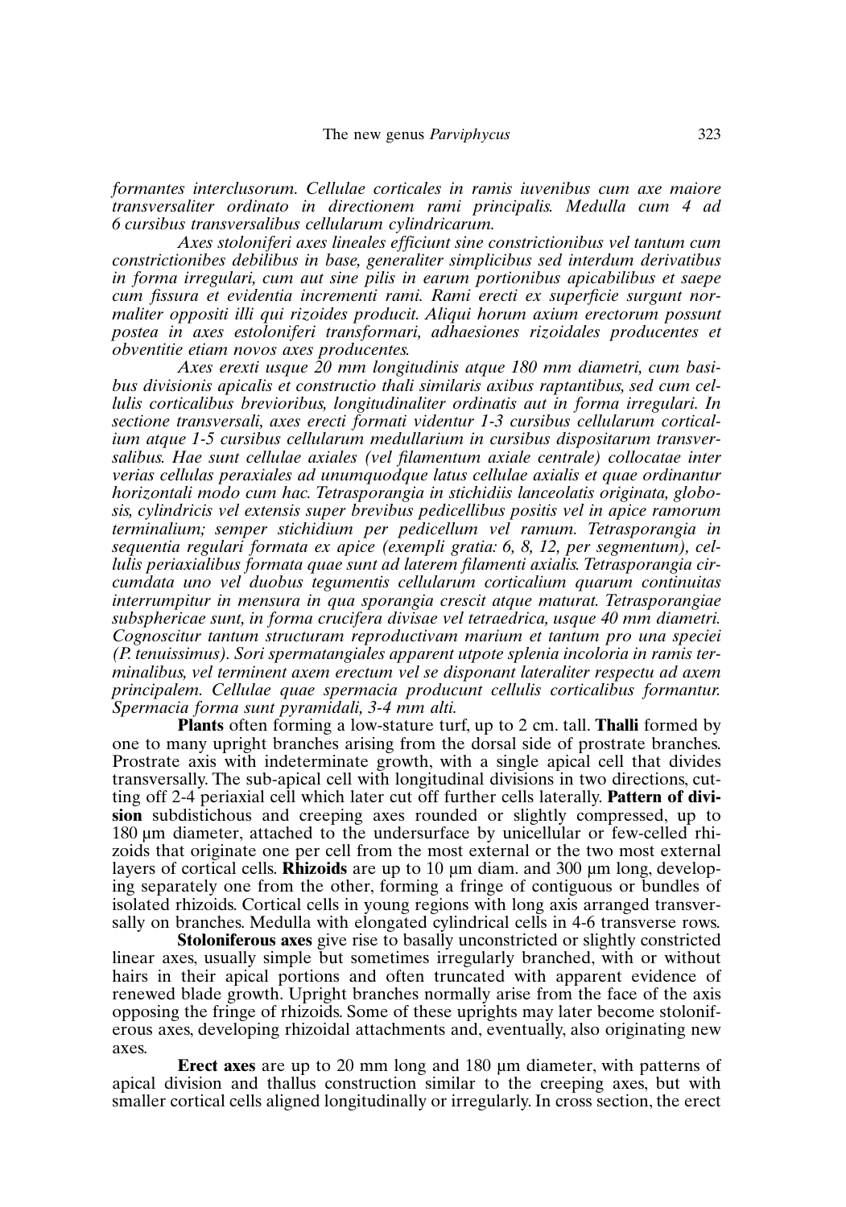*formantes interclusorum. Cellulae corticales in ramis iuvenibus cum axe maiore transversaliter ordinato in directionem rami principalis. Medulla cum 4 ad 6 cursibus transversalibus cellularum cylindricarum.*

*Axes stoloniferi axes lineales efficiunt sine constrictionibus vel tantum cum constrictionibes debilibus in base, generaliter simplicibus sed interdum derivatibus in forma irregulari, cum aut sine pilis in earum portionibus apicabilibus et saepe cum fissura et evidentia incrementi rami. Rami erecti ex superficie surgunt normaliter oppositi illi qui rizoides producit. Aliqui horum axium erectorum possunt postea in axes estoloniferi transformari, adhaesiones rizoidales producentes et obventitie etiam novos axes producentes.*

*Axes erexti usque 20 mm longitudinis atque 180 mm diametri, cum basibus divisionis apicalis et constructio thali similaris axibus raptantibus, sed cum cellulis corticalibus brevioribus, longitudinaliter ordinatis aut in forma irregulari. In sectione transversali, axes erecti formati videntur 1-3 cursibus cellularum corticalium atque 1-5 cursibus cellularum medullarium in cursibus dispositarum transversalibus. Hae sunt cellulae axiales (vel filamentum axiale centrale) collocatae inter verias cellulas peraxiales ad unumquodque latus cellulae axialis et quae ordinantur horizontali modo cum hac. Tetrasporangia in stichidiis lanceolatis originata, globosis, cylindricis vel extensis super brevibus pedicellibus positis vel in apice ramorum terminalium; semper stichidium per pedicellum vel ramum. Tetrasporangia in sequentia regulari formata ex apice (exempli gratia: 6, 8, 12, per segmentum), cellulis periaxialibus formata quae sunt ad laterem filamenti axialis. Tetrasporangia circumdata uno vel duobus tegumentis cellularum corticalium quarum continuitas interrumpitur in mensura in qua sporangia crescit atque maturat. Tetrasporangiae subsphericae sunt, in forma crucifera divisae vel tetraedrica, usque 40 mm diametri. Cognoscitur tantum structuram reproductivam marium et tantum pro una speciei (P. tenuissimus). Sori spermatangiales apparent utpote splenia incoloria in ramis terminalibus, vel terminent axem erectum vel se disponant lateraliter respectu ad axem principalem. Cellulae quae spermacia producunt cellulis corticalibus formantur. Spermacia forma sunt pyramidali, 3-4 mm alti.*

**Plants** often forming a low-stature turf, up to 2 cm. tall. **Thalli** formed by one to many upright branches arising from the dorsal side of prostrate branches. Prostrate axis with indeterminate growth, with a single apical cell that divides transversally. The sub-apical cell with longitudinal divisions in two directions, cutting off 2-4 periaxial cell which later cut off further cells laterally. **Pattern of division** subdistichous and creeping axes rounded or slightly compressed, up to 180 µm diameter, attached to the undersurface by unicellular or few-celled rhizoids that originate one per cell from the most external or the two most external layers of cortical cells. **Rhizoids** are up to 10 µm diam. and 300 µm long, developing separately one from the other, forming a fringe of contiguous or bundles of isolated rhizoids. Cortical cells in young regions with long axis arranged transversally on branches. Medulla with elongated cylindrical cells in 4-6 transverse rows.

**Stoloniferous axes** give rise to basally unconstricted or slightly constricted linear axes, usually simple but sometimes irregularly branched, with or without hairs in their apical portions and often truncated with apparent evidence of renewed blade growth. Upright branches normally arise from the face of the axis opposing the fringe of rhizoids. Some of these uprights may later become stoloniferous axes, developing rhizoidal attachments and, eventually, also originating new axes.

**Erect axes** are up to 20 mm long and 180 µm diameter, with patterns of apical division and thallus construction similar to the creeping axes, but with smaller cortical cells aligned longitudinally or irregularly. In cross section, the erect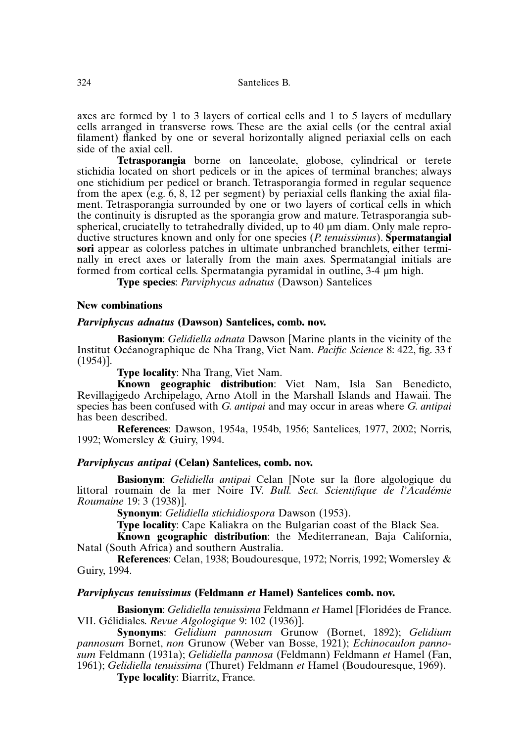axes are formed by 1 to 3 layers of cortical cells and 1 to 5 layers of medullary cells arranged in transverse rows. These are the axial cells (or the central axial filament) flanked by one or several horizontally aligned periaxial cells on each side of the axial cell.

**Tetrasporangia** borne on lanceolate, globose, cylindrical or terete stichidia located on short pedicels or in the apices of terminal branches; always one stichidium per pedicel or branch. Tetrasporangia formed in regular sequence from the apex (e.g. 6, 8, 12 per segment) by periaxial cells flanking the axial filament. Tetrasporangia surrounded by one or two layers of cortical cells in which the continuity is disrupted as the sporangia grow and mature. Tetrasporangia subspherical, cruciatelly to tetrahedrally divided, up to 40 µm diam. Only male reproductive structures known and only for one species (*P. tenuissimus*). **Spermatangial sori** appear as colorless patches in ultimate unbranched branchlets, either terminally in erect axes or laterally from the main axes. Spermatangial initials are formed from cortical cells. Spermatangia pyramidal in outline, 3-4 µm high.

**Type species**: *Parviphycus adnatus* (Dawson) Santelices

## New combinations

### *Parviphycus adnatus* (Dawson) Santelices, comb. nov.

**Basionym**: *Gelidiella adnata* Dawson [Marine plants in the vicinity of the Institut Océanographique de Nha Trang, Viet Nam. *Pacific Science* 8: 422, fig. 33 f (1954)].

**Type locality**: Nha Trang, Viet Nam.

**Known geographic distribution**: Viet Nam, Isla San Benedicto, Revillagigedo Archipelago, Arno Atoll in the Marshall Islands and Hawaii. The species has been confused with *G. antipai* and may occur in areas where *G. antipai* has been described.

**References**: Dawson, 1954a, 1954b, 1956; Santelices, 1977, 2002; Norris, 1992; Womersley & Guiry, 1994.

### *Parviphycus antipai* (Celan) Santelices, comb. nov.

**Basionym**: *Gelidiella antipai* Celan [Note sur la flore algologique du littoral roumain de la mer Noire IV. *Bull. Sect. Scientifique de l'Académie Roumaine* 19: 3 (1938)].

**Synonym**: *Gelidiella stichidiospora* Dawson (1953).

**Type locality**: Cape Kaliakra on the Bulgarian coast of the Black Sea.

**Known geographic distribution**: the Mediterranean, Baja California, Natal (South Africa) and southern Australia.

**References**: Celan, 1938; Boudouresque, 1972; Norris, 1992; Womersley & Guiry, 1994.

### *Parviphycus tenuissimus* (Feldmann *et* Hamel) Santelices comb. nov.

**Basionym**: *Gelidiella tenuissima* Feldmann *et* Hamel [Floridées de France. VII. Gélidiales. *Revue Algologique* 9: 102 (1936)].

**Synonyms**: *Gelidium pannosum* Grunow (Bornet, 1892); *Gelidium pannosum* Bornet, *non* Grunow (Weber van Bosse, 1921); *Echinocaulon pannosum* Feldmann (1931a); *Gelidiella pannosa* (Feldmann) Feldmann *et* Hamel (Fan, 1961); *Gelidiella tenuissima* (Thuret) Feldmann *et* Hamel (Boudouresque, 1969).

**Type locality**: Biarritz, France.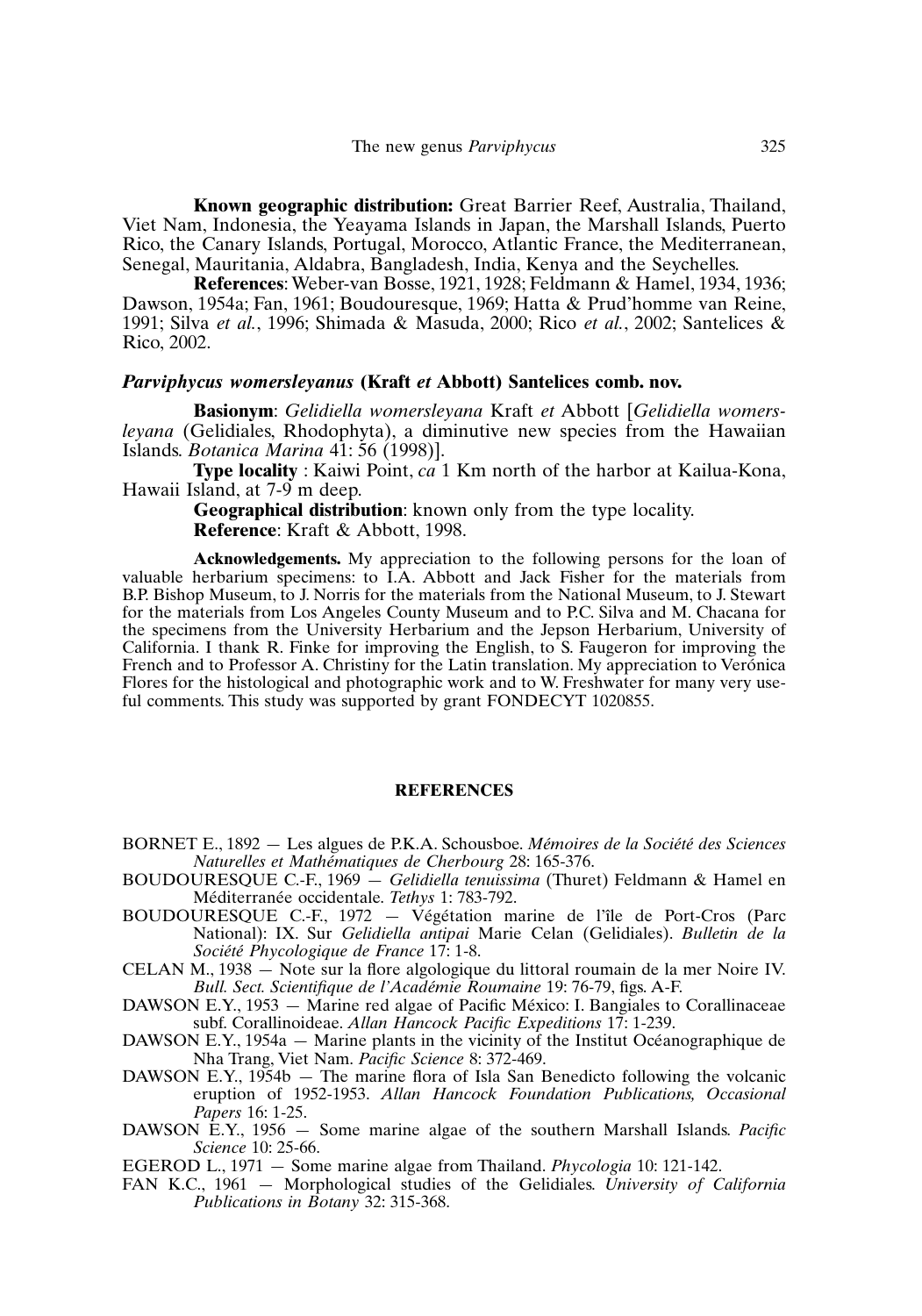**Known geographic distribution:** Great Barrier Reef, Australia, Thailand, Viet Nam, Indonesia, the Yeayama Islands in Japan, the Marshall Islands, Puerto Rico, the Canary Islands, Portugal, Morocco, Atlantic France, the Mediterranean, Senegal, Mauritania, Aldabra, Bangladesh, India, Kenya and the Seychelles.

**References**: Weber-van Bosse, 1921, 1928; Feldmann & Hamel, 1934, 1936; Dawson, 1954a; Fan, 1961; Boudouresque, 1969; Hatta & Prud'homme van Reine, 1991; Silva *et al.*, 1996; Shimada & Masuda, 2000; Rico *et al.*, 2002; Santelices & Rico, 2002.

### *Parviphycus womersleyanus* (Kraft *et* Abbott) Santelices comb. nov.

**Basionym**: *Gelidiella womersleyana* Kraft *et* Abbott [*Gelidiella womersleyana* (Gelidiales, Rhodophyta), a diminutive new species from the Hawaiian Islands. *Botanica Marina* 41: 56 (1998)].

**Type locality** : Kaiwi Point, *ca* 1 Km north of the harbor at Kailua-Kona, Hawaii Island, at 7-9 m deep.

**Geographical distribution**: known only from the type locality.

**Reference**: Kraft & Abbott, 1998.

**Acknowledgements.** My appreciation to the following persons for the loan of valuable herbarium specimens: to I.A. Abbott and Jack Fisher for the materials from B.P. Bishop Museum, to J. Norris for the materials from the National Museum, to J. Stewart for the materials from Los Angeles County Museum and to P.C. Silva and M. Chacana for the specimens from the University Herbarium and the Jepson Herbarium, University of California. I thank R. Finke for improving the English, to S. Faugeron for improving the French and to Professor A. Christiny for the Latin translation. My appreciation to Verónica Flores for the histological and photographic work and to W. Freshwater for many very useful comments. This study was supported by grant FONDECYT 1020855.

## REFERENCES

BORNET E., 1892 — Les algues de P.K.A. Schousboe. *Mémoires de la Société des Sciences Naturelles et Mathématiques de Cherbourg* 28: 165-376.

BOUDOURESQUE C.-F., 1969 — *Gelidiella tenuissima* (Thuret) Feldmann & Hamel en Méditerranée occidentale. *Tethys* 1: 783-792.

BOUDOURESQUE C.-F., 1972 — Végétation marine de l'île de Port-Cros (Parc National): IX. Sur *Gelidiella antipai* Marie Celan (Gelidiales). *Bulletin de la Société Phycologique de France* 17: 1-8.

CELAN M., 1938 — Note sur la flore algologique du littoral roumain de la mer Noire IV. *Bull. Sect. Scientifique de l'Académie Roumaine* 19: 76-79, figs. A-F.

DAWSON E.Y., 1953 — Marine red algae of Pacific México: I. Bangiales to Corallinaceae subf. Corallinoideae. *Allan Hancock Pacific Expeditions* 17: 1-239.

DAWSON E.Y., 1954a — Marine plants in the vicinity of the Institut Océanographique de Nha Trang, Viet Nam. *Pacific Science* 8: 372-469.

DAWSON E.Y., 1954b — The marine flora of Isla San Benedicto following the volcanic eruption of 1952-1953. *Allan Hancock Foundation Publications, Occasional Papers* 16: 1-25.

DAWSON E.Y., 1956 — Some marine algae of the southern Marshall Islands. *Pacific Science* 10: 25-66.

EGEROD L., 1971 — Some marine algae from Thailand. *Phycologia* 10: 121-142.

FAN K.C., 1961 — Morphological studies of the Gelidiales. *University of California Publications in Botany* 32: 315-368.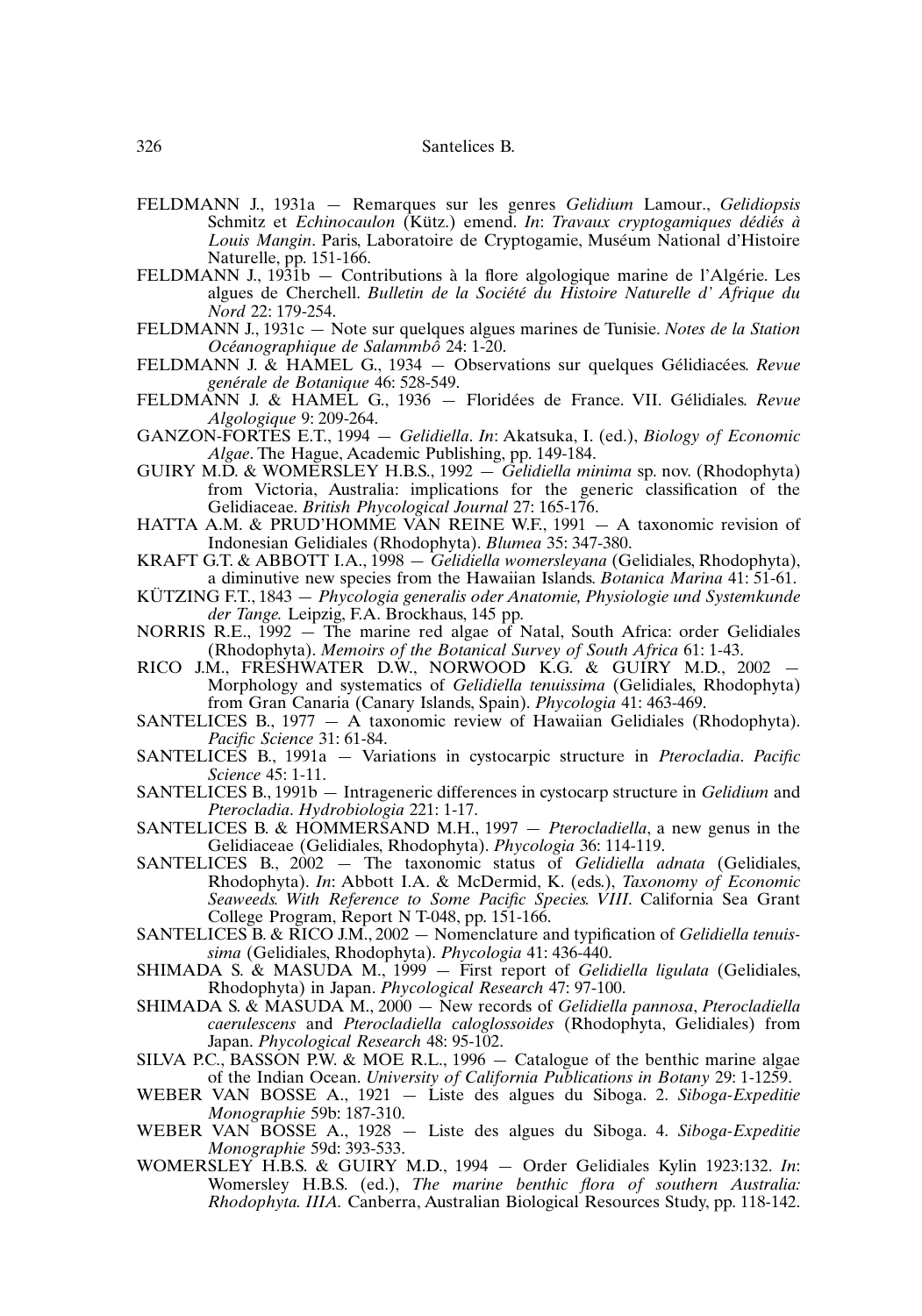FELDMANN J., 1931a — Remarques sur les genres *Gelidium* Lamour., *Gelidiopsis* Schmitz et *Echinocaulon* (Kütz.) emend. *In*: *Travaux cryptogamiques dédiés à Louis Mangin*. Paris, Laboratoire de Cryptogamie, Muséum National d'Histoire Naturelle, pp. 151-166.

FELDMANN J., 1931b — Contributions à la flore algologique marine de l'Algérie. Les algues de Cherchell. *Bulletin de la Société du Histoire Naturelle d' Afrique du Nord* 22: 179-254.

FELDMANN J., 1931c — Note sur quelques algues marines de Tunisie. *Notes de la Station Océanographique de Salammbô* 24: 1-20.

FELDMANN J. & HAMEL G., 1934 — Observations sur quelques Gélidiacées. *Revue genérale de Botanique* 46: 528-549.

FELDMANN J. & HAMEL G., 1936 — Floridées de France. VII. Gélidiales. *Revue Algologique* 9: 209-264.

GANZON-FORTES E.T., 1994 — *Gelidiella*. *In*: Akatsuka, I. (ed.), *Biology of Economic Algae*. The Hague, Academic Publishing, pp. 149-184.

GUIRY M.D. & WOMERSLEY H.B.S., 1992 — *Gelidiella minima* sp. nov. (Rhodophyta) from Victoria, Australia: implications for the generic classification of the Gelidiaceae. *British Phycological Journal* 27: 165-176.

HATTA A.M. & PRUD'HOMME VAN REINE W.F., 1991 — A taxonomic revision of Indonesian Gelidiales (Rhodophyta). *Blumea* 35: 347-380.

KRAFT G.T. & ABBOTT I.A., 1998 — *Gelidiella womersleyana* (Gelidiales, Rhodophyta), a diminutive new species from the Hawaiian Islands. *Botanica Marina* 41: 51-61.

KÜTZING F.T., 1843 — *Phycologia generalis oder Anatomie, Physiologie und Systemkunde der Tange.* Leipzig, F.A. Brockhaus, 145 pp.

NORRIS R.E., 1992 — The marine red algae of Natal, South Africa: order Gelidiales (Rhodophyta). *Memoirs of the Botanical Survey of South Africa* 61: 1-43.

RICO J.M., FRESHWATER D.W., NORWOOD K.G. & GUIRY M.D., 2002 — Morphology and systematics of *Gelidiella tenuissima* (Gelidiales, Rhodophyta) from Gran Canaria (Canary Islands, Spain). *Phycologia* 41: 463-469.

SANTELICES B., 1977 — A taxonomic review of Hawaiian Gelidiales (Rhodophyta). *Pacific Science* 31: 61-84.

SANTELICES B., 1991a — Variations in cystocarpic structure in *Pterocladia*. *Pacific Science* 45: 1-11.

SANTELICES B., 1991b — Intrageneric differences in cystocarp structure in *Gelidium* and *Pterocladia*. *Hydrobiologia* 221: 1-17.

SANTELICES B. & HOMMERSAND M.H., 1997 — *Pterocladiella*, a new genus in the Gelidiaceae (Gelidiales, Rhodophyta). *Phycologia* 36: 114-119.

SANTELICES B., 2002 — The taxonomic status of *Gelidiella adnata* (Gelidiales, Rhodophyta). *In*: Abbott I.A. & McDermid, K. (eds.), *Taxonomy of Economic Seaweeds. With Reference to Some Pacific Species. VIII*. California Sea Grant College Program, Report N T-048, pp. 151-166.

SANTELICES B. & RICO J.M., 2002 — Nomenclature and typification of *Gelidiella tenuissima* (Gelidiales, Rhodophyta). *Phycologia* 41: 436-440.

SHIMADA S. & MASUDA M., 1999 — First report of *Gelidiella ligulata* (Gelidiales, Rhodophyta) in Japan. *Phycological Research* 47: 97-100.

SHIMADA S. & MASUDA M., 2000 — New records of *Gelidiella pannosa*, *Pterocladiella caerulescens* and *Pterocladiella caloglossoides* (Rhodophyta, Gelidiales) from Japan. *Phycological Research* 48: 95-102.

SILVA P.C., BASSON P.W. & MOE R.L., 1996 — Catalogue of the benthic marine algae of the Indian Ocean. *University of California Publications in Botany* 29: 1-1259.

WEBER VAN BOSSE A., 1921 — Liste des algues du Siboga. 2. *Siboga-Expeditie Monographie* 59b: 187-310.

WEBER VAN BOSSE A., 1928 — Liste des algues du Siboga. 4. *Siboga-Expeditie Monographie* 59d: 393-533.

WOMERSLEY H.B.S. & GUIRY M.D., 1994 — Order Gelidiales Kylin 1923:132. *In*: Womersley H.B.S. (ed.), *The marine benthic flora of southern Australia: Rhodophyta. IIIA.* Canberra, Australian Biological Resources Study, pp. 118-142.